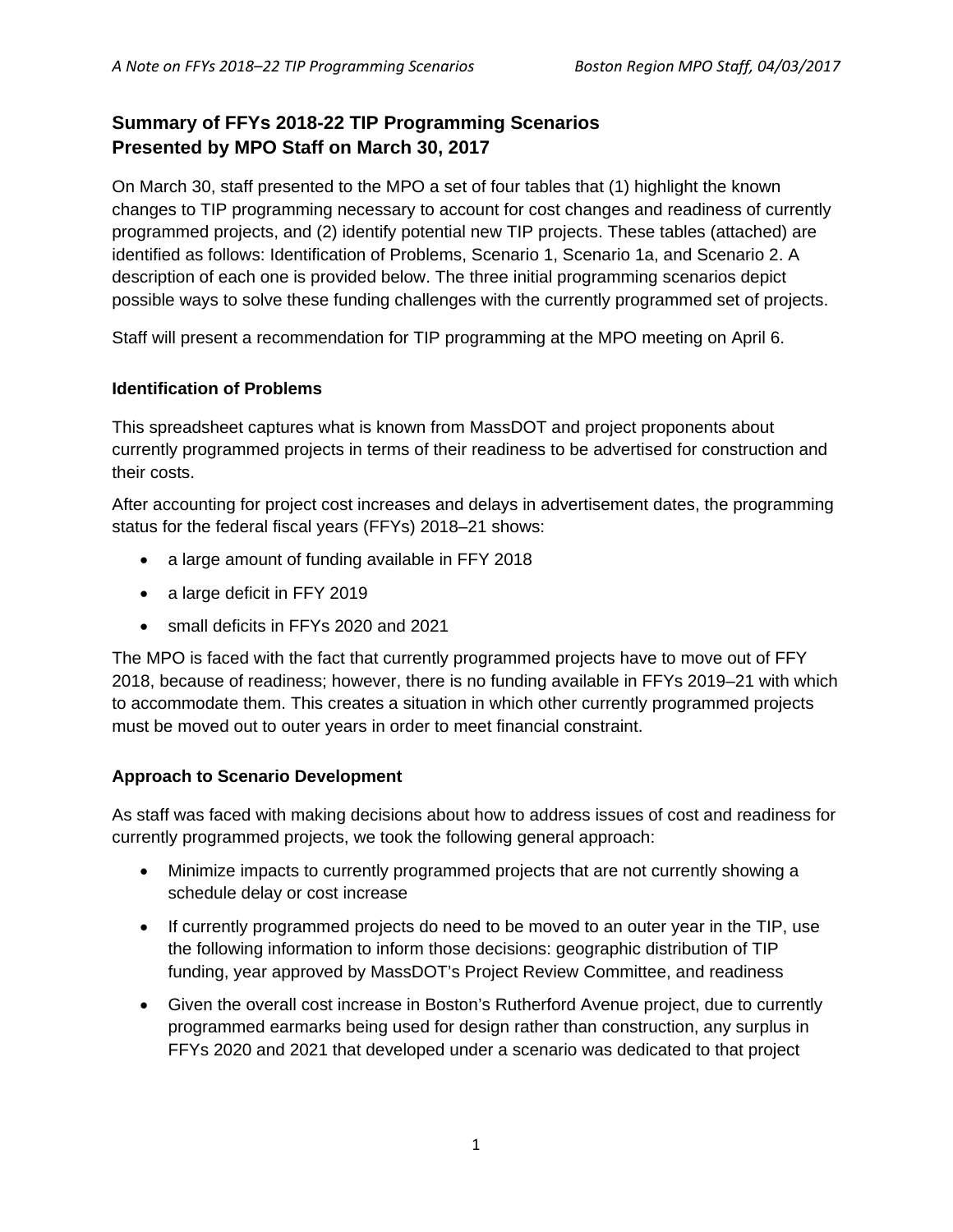# Summary of FFYs 2018-22 TIP Programming Scenarios
# Presented by MPO Staff on March 30, 2017

On March 30, staff presented to the MPO a set of four tables that (1) highlight the known changes to TIP programming necessary to account for cost changes and readiness of currently programmed projects, and (2) identify potential new TIP projects. These tables (attached) are identified as follows: Identification of Problems, Scenario 1, Scenario 1a, and Scenario 2. A description of each one is provided below. The three initial programming scenarios depict possible ways to solve these funding challenges with the currently programmed set of projects.

Staff will present a recommendation for TIP programming at the MPO meeting on April 6.

### Identification of Problems

This spreadsheet captures what is known from MassDOT and project proponents about currently programmed projects in terms of their readiness to be advertised for construction and their costs.

After accounting for project cost increases and delays in advertisement dates, the programming status for the federal fiscal years (FFYs) 2018–21 shows:

- a large amount of funding available in FFY 2018
- a large deficit in FFY 2019
- small deficits in FFYs 2020 and 2021

The MPO is faced with the fact that currently programmed projects have to move out of FFY 2018, because of readiness; however, there is no funding available in FFYs 2019–21 with which to accommodate them. This creates a situation in which other currently programmed projects must be moved out to outer years in order to meet financial constraint.

### Approach to Scenario Development

As staff was faced with making decisions about how to address issues of cost and readiness for currently programmed projects, we took the following general approach:

- Minimize impacts to currently programmed projects that are not currently showing a schedule delay or cost increase
- If currently programmed projects do need to be moved to an outer year in the TIP, use the following information to inform those decisions: geographic distribution of TIP funding, year approved by MassDOT's Project Review Committee, and readiness
- Given the overall cost increase in Boston's Rutherford Avenue project, due to currently programmed earmarks being used for design rather than construction, any surplus in FFYs 2020 and 2021 that developed under a scenario was dedicated to that project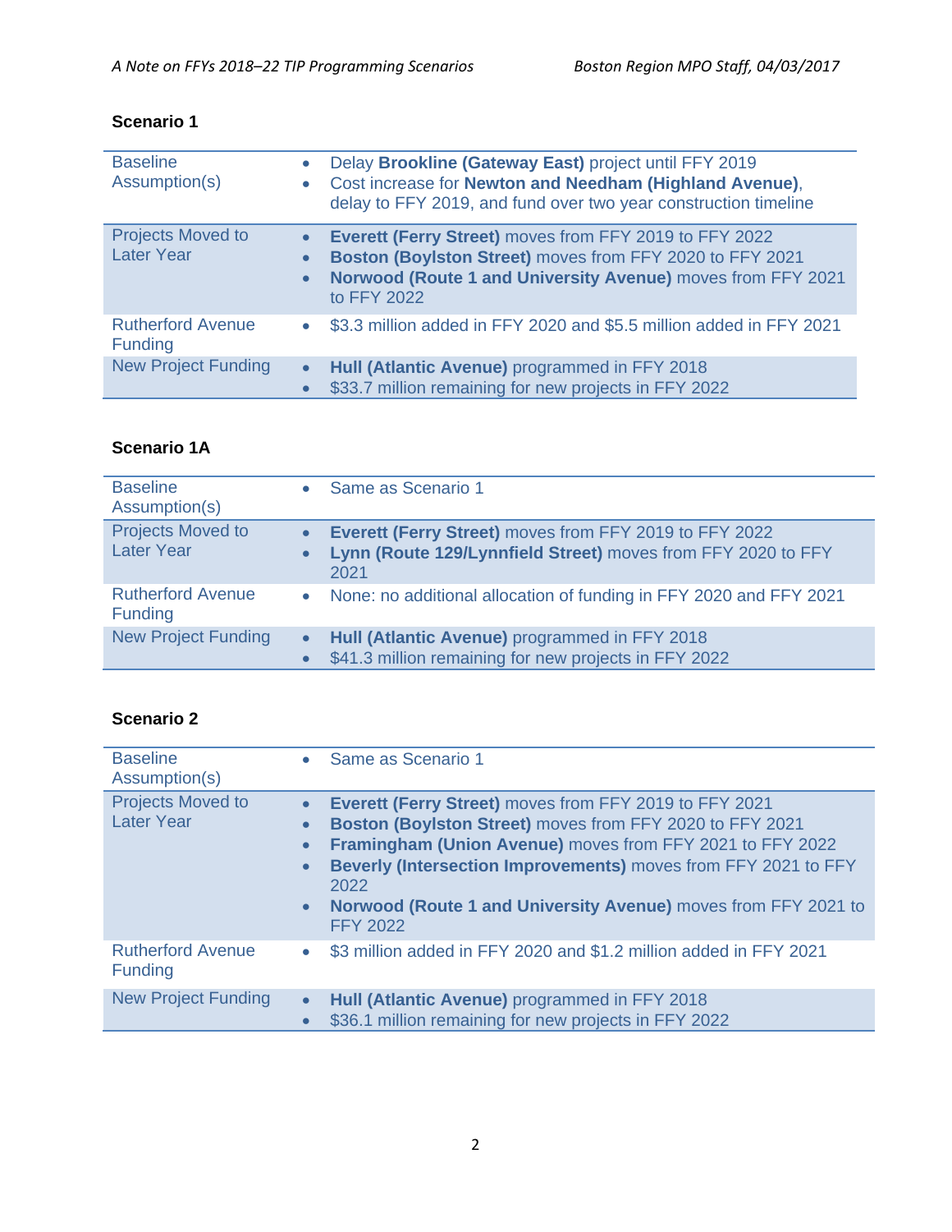### Scenario 1

| | |
|---|---|
| Baseline Assumption(s) | • Delay **Brookline (Gateway East)** project until FFY 2019<br>• Cost increase for **Newton and Needham (Highland Avenue)**, delay to FFY 2019, and fund over two year construction timeline |
| Projects Moved to Later Year | • **Everett (Ferry Street)** moves from FFY 2019 to FFY 2022<br>• **Boston (Boylston Street)** moves from FFY 2020 to FFY 2021<br>• **Norwood (Route 1 and University Avenue)** moves from FFY 2021 to FFY 2022 |
| Rutherford Avenue Funding | • $3.3 million added in FFY 2020 and $5.5 million added in FFY 2021 |
| New Project Funding | • **Hull (Atlantic Avenue)** programmed in FFY 2018<br>• $33.7 million remaining for new projects in FFY 2022 |

### Scenario 1A

| | |
|---|---|
| Baseline Assumption(s) | • Same as Scenario 1 |
| Projects Moved to Later Year | • **Everett (Ferry Street)** moves from FFY 2019 to FFY 2022<br>• **Lynn (Route 129/Lynnfield Street)** moves from FFY 2020 to FFY 2021 |
| Rutherford Avenue Funding | • None: no additional allocation of funding in FFY 2020 and FFY 2021 |
| New Project Funding | • **Hull (Atlantic Avenue)** programmed in FFY 2018<br>• $41.3 million remaining for new projects in FFY 2022 |

### Scenario 2

| | |
|---|---|
| Baseline Assumption(s) | • Same as Scenario 1 |
| Projects Moved to Later Year | • **Everett (Ferry Street)** moves from FFY 2019 to FFY 2021<br>• **Boston (Boylston Street)** moves from FFY 2020 to FFY 2021<br>• **Framingham (Union Avenue)** moves from FFY 2021 to FFY 2022<br>• **Beverly (Intersection Improvements)** moves from FFY 2021 to FFY 2022<br>• **Norwood (Route 1 and University Avenue)** moves from FFY 2021 to FFY 2022 |
| Rutherford Avenue Funding | • $3 million added in FFY 2020 and $1.2 million added in FFY 2021 |
| New Project Funding | • **Hull (Atlantic Avenue)** programmed in FFY 2018<br>• $36.1 million remaining for new projects in FFY 2022 |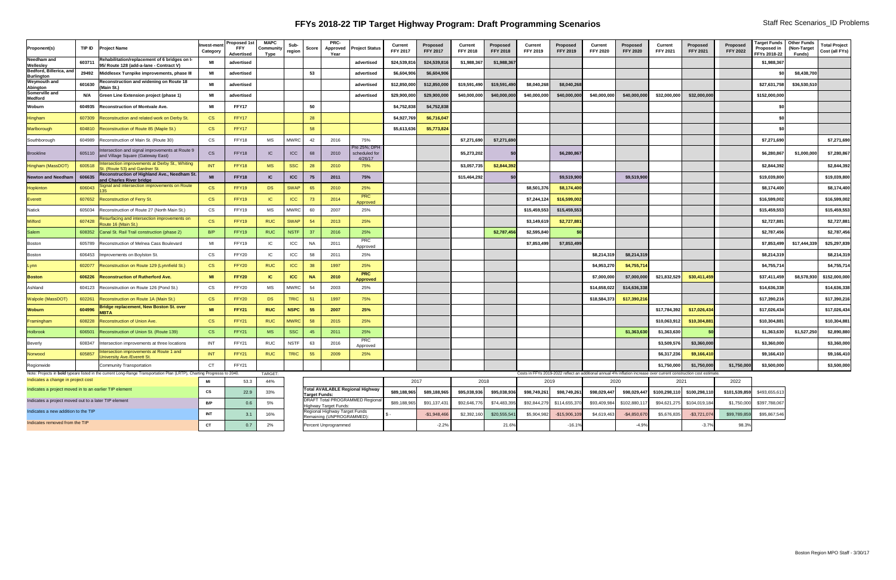# FFYs 2018-22 TIP Target Highway Program: Draft Programming Scenarios

Staff Rec Scenarios_ID Problems

| Proponent(s) | TIP ID | Project Name | Invest-ment Category | Proposed 1st FFY Advertised | MAPC Community Type | Sub-region | Score | PRC-Approved Year | Project Status | Current FFY 2017 | Proposed FFY 2017 | Current FFY 2018 | Proposed FFY 2018 | Current FFY 2019 | Proposed FFY 2019 | Current FFY 2020 | Proposed FFY 2020 | Current FFY 2021 | Proposed FFY 2021 | Proposed FFY 2022 | Target Funds Proposed in FFYs 2018-22 | Other Funds (Non-Target Funds) | Total Project Cost (all FFYs) |
|---|---|---|---|---|---|---|---|---|---|---|---|---|---|---|---|---|---|---|---|---|---|---|---|
| **Needham and Wellesley** | **603711** | **Rehabilitation/replacement of 6 bridges on I-95/ Route 128 (add-a-lane - Contract V)** | **MI** | **advertised** | | | | | **advertised** | **$24,539,816** | **$24,539,816** | **$1,988,367** | **$1,988,367** | | | | | | | | **$1,988,367** | | |
| **Bedford, Billerica, and Burlington** | **29492** | **Middlesex Turnpike improvements, phase III** | **MI** | **advertised** | | | **53** | | **advertised** | **$6,604,906** | **$6,604,906** | | | | | | | | | | **$0** | **$8,438,700** | |
| **Weymouth and Abington** | **601630** | **Reconstruction and widening on Route 18 (Main St.)** | **MI** | **advertised** | | | | | **advertised** | **$12,850,000** | **$12,850,000** | **$19,591,490** | **$19,591,490** | **$8,040,268** | **$8,040,268** | | | | | | **$27,631,758** | **$36,530,510** | |
| **Somerville and Medford** | **N/A** | **Green Line Extension project (phase 1)** | **MI** | **advertised** | | | | | **advertised** | **$29,900,000** | **$29,900,000** | **$40,000,000** | **$40,000,000** | **$40,000,000** | **$40,000,000** | **$40,000,000** | **$40,000,000** | **$32,000,000** | **$32,000,000** | | **$152,000,000** | | |
| **Woburn** | **604935** | **Reconstruction of Montvale Ave.** | **MI** | **FFY17** | | | **50** | | | **$4,752,838** | **$4,752,838** | | | | | | | | | | **$0** | | |
| Hingham | 607309 | Reconstruction and related work on Derby St. | CS | FFY17 | | | 28 | | | $4,927,769 | $6,716,047 | | | | | | | | | | $0 | | |
| Marlborough | 604810 | Reconstruction of Route 85 (Maple St.) | CS | FFY17 | | | 58 | | | $5,613,636 | $5,773,824 | | | | | | | | | | $0 | | |
| Southborough | 604989 | Reconstruction of Main St. (Route 30) | CS | FFY18 | MS | MWRC | 42 | 2016 | 75% | | | $7,271,690 | $7,271,690 | | | | | | | | $7,271,690 | | $7,271,690 |
| Brookline | 605110 | Intersection and signal improvements at Route 9 and Village Square (Gateway East) | CS | FFY18 | IC | ICC | 68 | 2010 | Pre 25%; DPH scheduled for 4/26/17 | | | $5,273,202 | $0 | | $6,280,867 | | | | | | $6,280,867 | $1,000,000 | $7,280,867 |
| Hingham (MassDOT) | 600518 | Intersection improvements at Derby St., Whiting St. (Route 53) and Gardner St. | INT | FFY18 | MS | SSC | 28 | 2010 | 75% | | | $3,057,735 | $2,844,392 | | | | | | | | $2,844,392 | | $2,844,392 |
| **Newton and Needham** | **606635** | **Reconstruction of Highland Ave., Needham St. and Charles River bridge** | **MI** | **FFY18** | **IC** | **ICC** | **75** | **2011** | **75%** | | | **$15,464,292** | **$0** | | **$9,519,900** | | **$9,519,900** | | | | **$19,039,800** | | **$19,039,800** |
| Hopkinton | 606043 | Signal and intersection improvements on Route 135 | CS | FFY19 | DS | SWAP | 65 | 2010 | 25% | | | | | $8,501,376 | $8,174,400 | | | | | | $8,174,400 | | $8,174,400 |
| Everett | 607652 | Reconstruction of Ferry St. | CS | FFY19 | IC | ICC | 73 | 2014 | PRC Approved | | | | | $7,244,124 | $16,599,002 | | | | | | $16,599,002 | | $16,599,002 |
| Natick | 605034 | Reconstruction of Route 27 (North Main St.) | CS | FFY19 | MS | MWRC | 60 | 2007 | 25% | | | | | $15,459,553 | $15,459,553 | | | | | | $15,459,553 | | $15,459,553 |
| Milford | 607428 | Resurfacing and intersection improvements on Route 16 (Main St.) | CS | FFY19 | RUC | SWAP | 54 | 2013 | 25% | | | | | $3,149,619 | $2,727,881 | | | | | | $2,727,881 | | $2,727,881 |
| Salem | 608352 | Canal St. Rail Trail construction (phase 2) | B/P | FFY19 | RUC | NSTF | 37 | 2016 | 25% | | | | $2,787,456 | $2,595,840 | $0 | | | | | | $2,787,456 | | $2,787,456 |
| Boston | 605789 | Reconstruction of Melnea Cass Boulevard | MI | FFY19 | IC | ICC | NA | 2011 | PRC Approved | | | | | $7,853,499 | $7,853,499 | | | | | | $7,853,499 | $17,444,339 | $25,297,839 |
| Boston | 606453 | Improvements on Boylston St. | CS | FFY20 | IC | ICC | 58 | 2011 | 25% | | | | | | | $8,214,319 | $8,214,319 | | | | $8,214,319 | | $8,214,319 |
| Lynn | 602077 | Reconstruction on Route 129 (Lynnfield St.) | CS | FFY20 | RUC | ICC | 38 | 1997 | 25% | | | | | | | $4,953,270 | $4,755,714 | | | | $4,755,714 | | $4,755,714 |
| **Boston** | **606226** | **Reconstruction of Rutherford Ave.** | **MI** | **FFY20** | **IC** | **ICC** | **NA** | **2010** | **PRC Approved** | | | | | | | **$7,000,000** | **$7,000,000** | **$21,832,529** | **$30,411,459** | | **$37,411,459** | **$8,578,930** | **$152,000,000** |
| Ashland | 604123 | Reconstruction on Route 126 (Pond St.) | CS | FFY20 | MS | MWRC | 54 | 2003 | 25% | | | | | | | $14,658,022 | $14,636,338 | | | | $14,636,338 | | $14,636,338 |
| Walpole (MassDOT) | 602261 | Reconstruction on Route 1A (Main St.) | CS | FFY20 | DS | TRIC | 51 | 1997 | 75% | | | | | | | $18,584,373 | $17,390,216 | | | | $17,390,216 | | $17,390,216 |
| **Woburn** | **604996** | **Bridge replacement, New Boston St. over MBTA** | **MI** | **FFY21** | **RUC** | **NSPC** | **55** | **2007** | **25%** | | | | | | | | | **$17,784,392** | **$17,026,434** | | **$17,026,434** | | **$17,026,434** |
| Framingham | 608228 | Reconstruction of Union Ave. | CS | FFY21 | RUC | MWRC | 58 | 2015 | 25% | | | | | | | | | $10,063,912 | $10,304,881 | | $10,304,881 | | $10,304,881 |
| Holbrook | 606501 | Reconstruction of Union St. (Route 139) | CS | FFY21 | MS | SSC | 45 | 2011 | 25% | | | | | | | | $1,363,630 | $1,363,630 | $0 | | $1,363,630 | $1,527,250 | $2,890,880 |
| Beverly | 608347 | Intersection improvements at three locations | INT | FFY21 | RUC | NSTF | 63 | 2016 | PRC Approved | | | | | | | | | $3,509,576 | $3,360,000 | | $3,360,000 | | $3,360,000 |
| Norwood | 605857 | Intersection improvements at Route 1 and University Ave./Everett St. | INT | FFY21 | RUC | TRIC | 55 | 2009 | 25% | | | | | | | | | $6,317,236 | $9,166,410 | | $9,166,410 | | $9,166,410 |
| Regionwide | | Community Transportation | CT | FFY21 | | | | | | | | | | | | | | $1,750,000 | $1,750,000 | $1,750,000 | $3,500,000 | | $3,500,000 |

Note: Projects in **bold** typeare listed in the current Long-Range Transportation Plan (LRTP), Charting Progresss to 2040.

Costs in FFYs 2019-2022 reflect an additional annual 4% inflation increase over current construction cost estimate.

| Legend |
|---|
| Indicates a change in project cost |
| Indicates a project moved in to an earlier TIP element |
| Indicates a project moved out to a later TIP element |
| Indicates a new addition to the TIP |
| Indicates removed from the TIP |

| | | TARGET: |
|---|---|---|
| MI | 53.3 | 44% |
| CS | 22.9 | 33% |
| B/P | 0.6 | 5% |
| INT | 3.1 | 16% |
| CT | 0.7 | 2% |

| | 2017 | | 2018 | | 2019 | | 2020 | | 2021 | | 2022 | |
|---|---|---|---|---|---|---|---|---|---|---|---|---|
| Total AVAILABLE Regional Highway Target Funds: | $89,188,965 | $89,188,965 | $95,038,936 | $95,038,936 | $98,749,261 | $98,749,261 | $98,029,447 | $98,029,447 | $100,298,110 | $100,298,110 | $101,539,859 | $493,655,613 |
| DRAFT Total PROGRAMMED Regional Highway Target Funds: | $89,188,965 | $91,137,431 | $92,646,776 | $74,483,395 | $92,844,279 | $114,655,370 | $93,409,984 | $102,880,117 | $94,621,275 | $104,019,184 | $1,750,000 | $397,788,067 |
| Regional Highway Target Funds Remaining (UNPROGRAMMED): | $ - | -$1,948,466 | $2,392,160 | $20,555,541 | $5,904,982 | -$15,906,109 | $4,619,463 | -$4,850,670 | $5,676,835 | -$3,721,074 | $99,789,859 | $95,867,546 |
| Percent Unprogrammed | | -2.2% | | 21.6% | | -16.1% | | -4.9% | | -3.7% | 98.3% | |

Boston Region MPO Staff - 3/30/17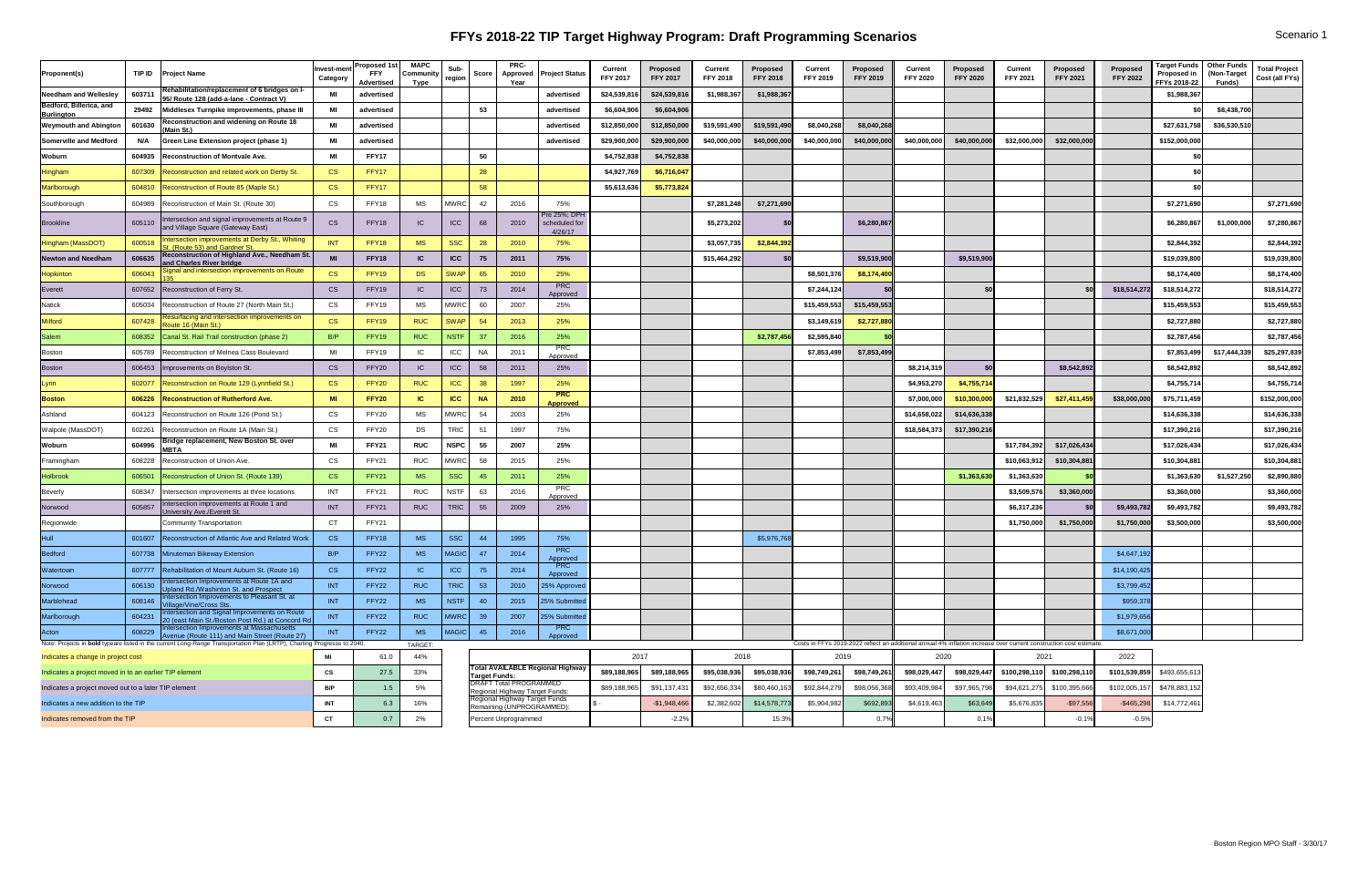# FFYs 2018-22 TIP Target Highway Program: Draft Programming Scenarios

Scenario 1

| Proponent(s) | TIP ID | Project Name | Invest-ment Category | Proposed 1st FFY Advertised | MAPC Community Type | Sub-region | Score | PRC-Approved Year | Project Status | Current FFY 2017 | Proposed FFY 2017 | Current FFY 2018 | Proposed FFY 2018 | Current FFY 2019 | Proposed FFY 2019 | Current FFY 2020 | Proposed FFY 2020 | Current FFY 2021 | Proposed FFY 2021 | Proposed FFY 2022 | Target Funds Proposed in FFYs 2018-22 | Other Funds (Non-Target Funds) | Total Project Cost (all FFYs) |
|---|---|---|---|---|---|---|---|---|---|---|---|---|---|---|---|---|---|---|---|---|---|---|---|
| **Needham and Wellesley** | **603711** | **Rehabilitation/replacement of 6 bridges on I-95/ Route 128 (add-a-lane - Contract V)** | **MI** | **advertised** | | | | | **advertised** | **$24,539,816** | **$24,539,816** | **$1,988,367** | **$1,988,367** | | | | | | | | **$1,988,367** | | |
| **Bedford, Billerica, and Burlington** | **29492** | **Middlesex Turnpike improvements, phase III** | **MI** | **advertised** | | | **53** | | **advertised** | **$6,604,906** | **$6,604,906** | | | | | | | | | | **$0** | **$8,438,700** | |
| **Weymouth and Abington** | **601630** | **Reconstruction and widening on Route 18 (Main St.)** | **MI** | **advertised** | | | | | **advertised** | **$12,850,000** | **$12,850,000** | **$19,591,490** | **$19,591,490** | **$8,040,268** | **$8,040,268** | | | | | | **$27,631,758** | **$36,530,510** | |
| **Somerville and Medford** | **N/A** | **Green Line Extension project (phase 1)** | **MI** | **advertised** | | | | | **advertised** | **$29,900,000** | **$29,900,000** | **$40,000,000** | **$40,000,000** | **$40,000,000** | **$40,000,000** | **$40,000,000** | **$40,000,000** | **$32,000,000** | **$32,000,000** | | **$152,000,000** | | |
| **Woburn** | **604935** | **Reconstruction of Montvale Ave.** | **MI** | **FFY17** | | | **50** | | | **$4,752,838** | **$4,752,838** | | | | | | | | | | **$0** | | |
| Hingham | 607309 | Reconstruction and related work on Derby St. | CS | FFY17 | | | 28 | | | $4,927,769 | $6,716,047 | | | | | | | | | | $0 | | |
| Marlborough | 604810 | Reconstruction of Route 85 (Maple St.) | CS | FFY17 | | | 58 | | | $5,613,636 | $5,773,824 | | | | | | | | | | $0 | | |
| Southborough | 604989 | Reconstruction of Main St. (Route 30) | CS | FFY18 | MS | MWRC | 42 | 2016 | 75% | | | $7,281,248 | $7,271,690 | | | | | | | | $7,271,690 | | $7,271,690 |
| Brookline | 605110 | Intersection and signal improvements at Route 9 and Village Square (Gateway East) | CS | FFY18 | IC | ICC | 68 | 2010 | Pre 25%; DPH scheduled for 4/26/17 | | | $5,273,202 | $0 | | $6,280,867 | | | | | | $6,280,867 | $1,000,000 | $7,280,867 |
| Hingham (MassDOT) | 600518 | Intersection improvements at Derby St., Whiting St. (Route 53) and Gardner St. | INT | FFY18 | MS | SSC | 28 | 2010 | 75% | | | $3,057,735 | $2,844,392 | | | | | | | | $2,844,392 | | $2,844,392 |
| **Newton and Needham** | **606635** | **Reconstruction of Highland Ave., Needham St. and Charles River bridge** | **MI** | **FFY18** | **IC** | **ICC** | **75** | **2011** | **75%** | | | **$15,464,292** | **$0** | | **$9,519,900** | | **$9,519,900** | | | | **$19,039,800** | | **$19,039,800** |
| Hopkinton | 606043 | Signal and intersection improvements on Route 135 | CS | FFY19 | DS | SWAP | 65 | 2010 | 25% | | | | | $8,501,376 | $8,174,400 | | | | | | $8,174,400 | | $8,174,400 |
| Everett | 607652 | Reconstruction of Ferry St. | CS | FFY19 | IC | ICC | 73 | 2014 | PRC Approved | | | | | $7,244,124 | $0 | | $0 | | $0 | $18,514,272 | $18,514,272 | | $18,514,272 |
| Natick | 605034 | Reconstruction of Route 27 (North Main St.) | CS | FFY19 | MS | MWRC | 60 | 2007 | 25% | | | | | $15,459,553 | $15,459,553 | | | | | | $15,459,553 | | $15,459,553 |
| Milford | 607428 | Resurfacing and intersection improvements on Route 16 (Main St.) | CS | FFY19 | RUC | SWAP | 54 | 2013 | 25% | | | | | $3,149,619 | $2,727,880 | | | | | | $2,727,880 | | $2,727,880 |
| Salem | 608352 | Canal St. Rail Trail construction (phase 2) | B/P | FFY19 | MS | NSTF | 37 | 2016 | 25% | | | | $2,787,456 | $2,595,840 | $0 | | | | | | $2,787,456 | | $2,787,456 |
| Boston | 605789 | Reconstruction of Melnea Cass Boulevard | MI | FFY19 | IC | ICC | NA | 2011 | PRC Approved | | | | | $7,853,499 | $7,853,499 | | | | | | $7,853,499 | $17,444,339 | $25,297,839 |
| Boston | 606453 | Improvements on Boylston St. | CS | FFY20 | IC | ICC | 58 | 2011 | 25% | | | | | | | $8,214,319 | $0 | | $8,542,892 | | $8,542,892 | | $8,542,892 |
| Lynn | 602077 | Reconstruction on Route 129 (Lynnfield St.) | CS | FFY20 | RUC | ICC | 38 | 1997 | 25% | | | | | | | $4,953,270 | $4,755,714 | | | | $4,755,714 | | $4,755,714 |
| **Boston** | **606226** | **Reconstruction of Rutherford Ave.** | **MI** | **FFY20** | **IC** | **ICC** | **NA** | **2010** | **PRC Approved** | | | | | | | **$7,000,000** | **$10,300,000** | **$21,832,529** | **$27,411,459** | **$38,000,000** | **$75,711,459** | | **$152,000,000** |
| Ashland | 604123 | Reconstruction on Route 126 (Pond St.) | CS | FFY20 | MS | MWRC | 54 | 2003 | 25% | | | | | | | $14,658,022 | $14,636,338 | | | | $14,636,338 | | $14,636,338 |
| Walpole (MassDOT) | 602261 | Reconstruction on Route 1A (Main St.) | CS | FFY20 | DS | TRIC | 51 | 1997 | 75% | | | | | | | $18,584,373 | $17,390,216 | | | | $17,390,216 | | $17,390,216 |
| **Woburn** | **604996** | **Bridge replacement, New Boston St. over MBTA** | **MI** | **FFY21** | **RUC** | **NSPC** | **55** | **2007** | **25%** | | | | | | | | | **$17,784,392** | **$17,026,434** | | **$17,026,434** | | **$17,026,434** |
| Framingham | 608228 | Reconstruction of Union Ave. | CS | FFY21 | RUC | MWRC | 58 | 2015 | 25% | | | | | | | | | $10,063,912 | $10,304,881 | | $10,304,881 | | $10,304,881 |
| Holbrook | 606501 | Reconstruction of Union St. (Route 139) | CS | FFY21 | MS | SSC | 45 | 2011 | 25% | | | | | | | | $1,363,630 | $1,363,630 | $0 | | $1,363,630 | $1,527,250 | $2,890,880 |
| Beverly | 608347 | Intersection improvements at three locations | INT | FFY21 | RUC | NSTF | 63 | 2016 | PRC Approved | | | | | | | | | $3,509,576 | $3,360,000 | | $3,360,000 | | $3,360,000 |
| Norwood | 605857 | Intersection improvements at Route 1 and University Ave./Everett St. | INT | FFY21 | RUC | TRIC | 55 | 2009 | 25% | | | | | | | | | $6,317,236 | $0 | $9,493,782 | $9,493,782 | | $9,493,782 |
| Regionwide | | Community Transportation | CT | FFY21 | | | | | | | | | | | | | | $1,750,000 | $1,750,000 | $1,750,000 | $3,500,000 | | $3,500,000 |
| Hull | 601607 | Reconstruction of Atlantic Ave and Related Work | CS | FFY18 | MS | SSC | 44 | 1995 | 75% | | | | $5,976,768 | | | | | | | | | | |
| Bedford | 607738 | Minuteman Bikeway Extension | B/P | FFY22 | MS | MAGIC | 47 | 2014 | PRC Approved | | | | | | | | | | | $4,647,192 | | | |
| Watertown | 607777 | Rehabilitation of Mount Auburn St. (Route 16) | CS | FFY22 | IC | ICC | 75 | 2014 | PRC Approved | | | | | | | | | | | $14,190,425 | | | |
| Norwood | 606130 | Intersection Improvements at Route 1A and Upland Rd./Washinton St. and Prospect | INT | FFY22 | RUC | TRIC | 53 | 2010 | 25% Approved | | | | | | | | | | | $3,799,452 | | | |
| Marblehead | 608146 | Intersection Improvements to Pleasant St. at Village/Vine/Cross Sts. | INT | FFY22 | MS | NSTF | 40 | 2015 | 25% Submitted | | | | | | | | | | | $959,378 | | | |
| Marlborough | 604231 | Intersection and Signal Improvements on Route 20 (east Main St./Boston Post Rd.) at Concord Rd | INT | FFY22 | RUC | MWRC | 39 | 2007 | 25% Submitted | | | | | | | | | | | $1,979,656 | | | |
| Acton | 608229 | Intersection Improvements at Massachusetts Avenue (Route 111) and Main Street (Route 27) | INT | FFY22 | MS | MAGIC | 45 | 2016 | PRC Approved | | | | | | | | | | | $8,671,000 | | | |

Note: Projects in **bold** typeare listed in the current Long-Range Transportation Plan (LRTP), Charting Progress to 2040.

Costs in FFYs 2019-2022 reflect an additional annual 4% inflation increase over current construction cost estimate.

| Legend | Category | | TARGET: |
|---|---|---|---|
| Indicates a change in project cost | MI | 61.0 | 44% |
| Indicates a project moved in to an earlier TIP element | CS | 27.5 | 33% |
| Indicates a project moved out to a later TIP element | B/P | 1.5 | 5% |
| Indicates a new addition to the TIP | INT | 6.3 | 16% |
| Indicates removed from the TIP | CT | 0.7 | 2% |

| | 2017 | | 2018 | | 2019 | | 2020 | | 2021 | | 2022 | |
|---|---|---|---|---|---|---|---|---|---|---|---|---|
| Total AVAILABLE Regional Highway Target Funds: | $89,188,965 | $89,188,965 | $95,038,936 | $95,038,936 | $98,749,261 | $98,749,261 | $98,029,447 | $98,029,447 | $100,298,110 | $100,298,110 | $101,539,859 | $493,655,613 |
| DRAFT Total PROGRAMMED Regional Highway Target Funds: | $89,188,965 | $91,137,431 | $92,656,334 | $80,460,163 | $92,844,279 | $98,056,368 | $93,409,984 | $97,965,798 | $94,621,275 | $100,395,666 | $102,005,157 | $478,883,152 |
| Regional Highway Target Funds Remaining (UNPROGRAMMED): | $ - | -$1,948,466 | $2,382,602 | $14,578,773 | $5,904,982 | $692,893 | $4,619,463 | $63,649 | $5,676,835 | -$97,556 | -$465,298 | $14,772,461 |
| Percent Unprogrammed | | -2.2% | | 15.3% | | 0.7% | | 0.1% | | -0.1% | -0.5% | |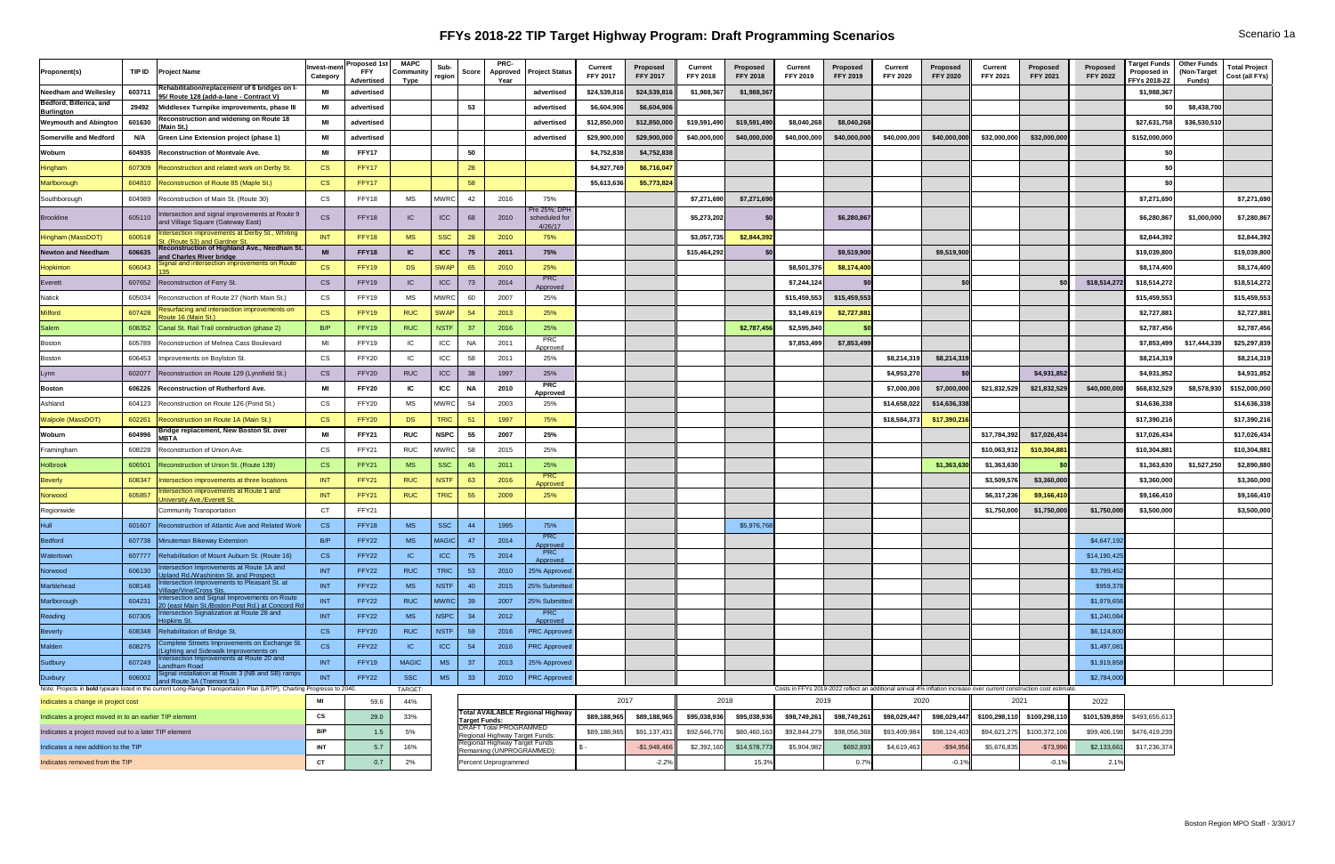# FFYs 2018-22 TIP Target Highway Program: Draft Programming Scenarios

Scenario 1a

| Proponent(s) | TIP ID | Project Name | Invest-ment Category | Proposed 1st FFY Advertised | MAPC Community Type | Sub-region | Score | PRC-Approved Year | Project Status | Current FFY 2017 | Proposed FFY 2017 | Current FFY 2018 | Proposed FFY 2018 | Current FFY 2019 | Proposed FFY 2019 | Current FFY 2020 | Proposed FFY 2020 | Current FFY 2021 | Proposed FFY 2021 | Proposed FFY 2022 | Target Funds Proposed in FFYs 2018-22 | Other Funds (Non-Target Funds) | Total Project Cost (all FYs) |
|---|---|---|---|---|---|---|---|---|---|---|---|---|---|---|---|---|---|---|---|---|---|---|---|
| **Needham and Wellesley** | **603711** | **Rehabilitation/replacement of 6 bridges on I-95/ Route 128 (add-a-lane - Contract V)** | **MI** | **advertised** | | | | | **advertised** | **$24,539,816** | **$24,539,816** | **$1,988,367** | **$1,988,367** | | | | | | | | **$1,988,367** | | |
| **Bedford, Billerica, and Burlington** | **29492** | **Middlesex Turnpike improvements, phase III** | **MI** | **advertised** | | | **53** | | **advertised** | **$6,604,906** | **$6,604,906** | | | | | | | | | | **$0** | **$8,438,700** | |
| **Weymouth and Abington** | **601630** | **Reconstruction and widening on Route 18 (Main St.)** | **MI** | **advertised** | | | | | **advertised** | **$12,850,000** | **$12,850,000** | **$19,591,490** | **$19,591,490** | **$8,040,268** | **$8,040,268** | | | | | | **$27,631,758** | **$36,530,510** | |
| **Somerville and Medford** | **N/A** | **Green Line Extension project (phase 1)** | **MI** | **advertised** | | | | | **advertised** | **$29,900,000** | **$29,900,000** | **$40,000,000** | **$40,000,000** | **$40,000,000** | **$40,000,000** | **$40,000,000** | **$40,000,000** | **$32,000,000** | **$32,000,000** | | **$152,000,000** | | |
| **Woburn** | **604935** | **Reconstruction of Montvale Ave.** | **MI** | **FFY17** | | | **50** | | | **$4,752,838** | **$4,752,838** | | | | | | | | | | **$0** | | |
| Hingham | 607309 | Reconstruction and related work on Derby St. | CS | FFY17 | | | 28 | | | $4,927,769 | $6,716,047 | | | | | | | | | | $0 | | |
| Marlborough | 604810 | Reconstruction of Route 85 (Maple St.) | CS | FFY17 | | | 58 | | | $5,613,636 | $5,773,824 | | | | | | | | | | $0 | | |
| Southborough | 604989 | Reconstruction of Main St. (Route 30) | CS | FFY18 | MS | MWRC | 42 | 2016 | 75% | | | $7,271,690 | $7,271,690 | | | | | | | | $7,271,690 | | $7,271,690 |
| Brookline | 605110 | Intersection and signal improvements at Route 9 and Village Square (Gateway East) | CS | FFY18 | IC | ICC | 68 | 2010 | Pre 25%; DPH scheduled for 4/26/17 | | | $5,273,202 | $0 | | $6,280,867 | | | | | | $6,280,867 | $1,000,000 | $7,280,867 |
| Hingham (MassDOT) | 600518 | Intersection improvements at Derby St., Whiting St. (Route 53) and Gardner St. | INT | FFY18 | MS | SSC | 28 | 2010 | 75% | | | $3,057,735 | $2,844,392 | | | | | | | | $2,844,392 | | $2,844,392 |
| **Newton and Needham** | **606635** | **Reconstruction of Highland Ave., Needham St. and Charles River bridge** | **MI** | **FFY18** | **IC** | **ICC** | **75** | **2011** | **75%** | | | **$15,464,292** | **$0** | | **$9,519,900** | | **$9,519,900** | | | | **$19,039,800** | | **$19,039,800** |
| Hopkinton | 606043 | Signal and intersection improvements on Route 135 | CS | FFY19 | DS | SWAP | 65 | 2010 | 25% | | | | | $8,501,376 | $8,174,400 | | | | | | $8,174,400 | | $8,174,400 |
| Everett | 607652 | Reconstruction of Ferry St. | CS | FFY19 | IC | ICC | 73 | 2014 | PRC Approved | | | | | $7,244,124 | $0 | | $0 | | $0 | $18,514,272 | $18,514,272 | | $18,514,272 |
| Natick | 605034 | Reconstruction of Route 27 (North Main St.) | CS | FFY19 | MS | MWRC | 60 | 2007 | 25% | | | | | $15,459,553 | $15,459,553 | | | | | | $15,459,553 | | $15,459,553 |
| Milford | 607428 | Resurfacing and intersection improvements on Route 16 (Main St.) | CS | FFY19 | RUC | SWAP | 54 | 2013 | 25% | | | | | $3,149,619 | $2,727,881 | | | | | | $2,727,881 | | $2,727,881 |
| Salem | 608352 | Canal St. Rail Trail construction (phase 2) | B/P | FFY19 | RUC | NSTF | 37 | 2016 | 25% | | | | $2,787,456 | $2,595,840 | $0 | | | | | | $2,787,456 | | $2,787,456 |
| Boston | 605789 | Reconstruction of Melnea Cass Boulevard | MI | FFY19 | IC | ICC | NA | 2011 | PRC Approved | | | | | $7,853,499 | $7,853,499 | | | | | | $7,853,499 | $17,444,339 | $25,297,839 |
| Boston | 606453 | Improvements on Boylston St. | CS | FFY20 | IC | ICC | 58 | 2011 | 25% | | | | | | | $8,214,319 | $8,214,319 | | | | $8,214,319 | | $8,214,319 |
| Lynn | 602077 | Reconstruction on Route 129 (Lynnfield St.) | CS | FFY20 | RUC | ICC | 38 | 1997 | 25% | | | | | | | $4,953,270 | $0 | | $4,931,852 | | $4,931,852 | | $4,931,852 |
| **Boston** | **606226** | **Reconstruction of Rutherford Ave.** | **MI** | **FFY20** | **IC** | **ICC** | **NA** | **2010** | **PRC Approved** | | | | | | | **$7,000,000** | **$7,000,000** | **$21,832,529** | **$21,832,529** | **$40,000,000** | **$68,832,529** | **$8,578,930** | **$152,000,000** |
| Ashland | 604123 | Reconstruction on Route 126 (Pond St.) | CS | FFY20 | MS | MWRC | 54 | 2003 | 25% | | | | | | | $14,658,022 | $14,636,338 | | | | $14,636,338 | | $14,636,338 |
| Walpole (MassDOT) | 602261 | Reconstruction on Route 1A (Main St.) | CS | FFY20 | DS | TRIC | 51 | 1997 | 75% | | | | | | | $18,584,373 | $17,390,216 | | | | $17,390,216 | | $17,390,216 |
| **Woburn** | **604996** | **Bridge replacement, New Boston St. over MBTA** | **MI** | **FFY21** | **RUC** | **NSPC** | **55** | **2007** | **25%** | | | | | | | | | **$17,784,392** | **$17,026,434** | | **$17,026,434** | | **$17,026,434** |
| Framingham | 608228 | Reconstruction of Union Ave. | CS | FFY21 | RUC | MWRC | 58 | 2015 | 25% | | | | | | | | | $10,063,912 | $10,304,881 | | $10,304,881 | | $10,304,881 |
| Holbrook | 606501 | Reconstruction of Union St. (Route 139) | CS | FFY21 | MS | SSC | 45 | 2011 | 25% | | | | | | | | $1,363,630 | $1,363,630 | $0 | | $1,363,630 | $1,527,250 | $2,890,880 |
| Beverly | 608347 | Intersection improvements at three locations | INT | FFY21 | RUC | NSTF | 63 | 2016 | PRC Approved | | | | | | | | | $3,509,576 | $3,360,000 | | $3,360,000 | | $3,360,000 |
| Norwood | 605857 | Intersection improvements at Route 1 and University Ave./Everett St. | INT | FFY21 | RUC | TRIC | 55 | 2009 | 25% | | | | | | | | | $6,317,236 | $9,166,410 | | $9,166,410 | | $9,166,410 |
| Regionwide | | Community Transportation | CT | FFY21 | | | | | | | | | | | | | | $1,750,000 | $1,750,000 | $1,750,000 | $3,500,000 | | $3,500,000 |
| Hull | 601607 | Reconstruction of Atlantic Ave and Related Work | CS | FFY18 | MS | SSC | 44 | 1995 | 75% | | | | $5,976,768 | | | | | | | | | | |
| Bedford | 607738 | Minuteman Bikeway Extension | B/P | FFY22 | MS | MAGIC | 47 | 2014 | PRC Approved | | | | | | | | | | | $4,647,192 | | | |
| Watertown | 607777 | Rehabilitation of Mount Auburn St. (Route 16) | CS | FFY22 | IC | ICC | 75 | 2014 | PRC Approved | | | | | | | | | | | $14,190,425 | | | |
| Norwood | 606130 | Intersection Improvements at Route 1A and Upland Rd./Washinton St. and Prospect | INT | FFY22 | RUC | TRIC | 53 | 2010 | 25% Approved | | | | | | | | | | | $3,799,452 | | | |
| Marblehead | 608146 | Intersection Improvements to Pleasant St. at Village/Vine/Cross Sts. | INT | FFY22 | MS | NSTF | 40 | 2015 | 25% Submitted | | | | | | | | | | | $959,378 | | | |
| Marlborough | 604231 | Intersection and Signal Improvements on Route 20 (east Main St./Boston Post Rd.) at Concord Rd | INT | FFY22 | RUC | MWRC | 39 | 2007 | 25% Submitted | | | | | | | | | | | $1,979,656 | | | |
| Reading | 607305 | Intersection Signalization at Route 28 and Hopkins St. | INT | FFY22 | MS | NSPC | 34 | 2012 | PRC Approved | | | | | | | | | | | $1,240,084 | | | |
| Beverly | 608348 | Rehabilitation of Bridge St. | CS | FFY20 | RUC | NSTF | 59 | 2016 | PRC Approved | | | | | | | | | | | $6,124,800 | | | |
| Malden | 608275 | Complete Streets Improvements on Exchange St. (Lighting and Sidewalk Improvements on | CS | FFY22 | IC | ICC | 54 | 2016 | PRC Approved | | | | | | | | | | | $1,497,081 | | | |
| Sudbury | 607249 | Intersection Improvements at Route 20 and Landham Road | INT | FFY19 | MAGIC | MS | 37 | 2013 | 25% Approved | | | | | | | | | | | $1,919,858 | | | |
| Duxbury | 606002 | Signal installation at Route 3 (NB and SB) ramps and Route 3A (Tremont St.) | INT | FFY22 | SSC | MS | 33 | 2010 | PRC Approved | | | | | | | | | | | $2,784,000 | | | |

Note: Projects in **bold** typeare listed in the current Long-Range Transportation Plan (LRTP), Charting Progresss to 2040.

Costs in FFYs 2019-2022 reflect an additional annual 4% inflation increase over current construction cost estimate.

| Legend | Category | | TARGET: |
|---|---|---|---|
| Indicates a change in project cost | MI | 59.6 | 44% |
| Indicates a project moved in to an earlier TIP element | CS | 29.0 | 33% |
| Indicates a project moved out to a later TIP element | B/P | 1.5 | 5% |
| Indicates a new addition to the TIP | INT | 5.7 | 16% |
| Indicates removed from the TIP | CT | 0.7 | 2% |

| | 2017 | | 2018 | | 2019 | | 2020 | | 2021 | | 2022 | |
|---|---|---|---|---|---|---|---|---|---|---|---|---|
| **Total AVAILABLE Regional Highway Target Funds:** | $89,188,965 | $89,188,965 | $95,038,936 | $95,038,936 | $98,749,261 | $98,749,261 | $98,029,447 | $98,029,447 | $100,298,110 | $100,298,110 | $101,539,859 | $493,655,613 |
| DRAFT Total PROGRAMMED Regional Highway Target Funds: | $89,188,965 | $91,137,431 | $92,646,776 | $80,460,163 | $92,844,279 | $98,056,368 | $93,409,984 | $98,124,403 | $94,621,275 | $100,372,106 | $99,406,198 | $476,419,239 |
| Regional Highway Target Funds Remaining (UNPROGRAMMED): | $ - | -$1,948,466 | $2,392,160 | $14,578,773 | $5,904,982 | $692,893 | $4,619,463 | -$94,956 | $5,676,835 | -$73,996 | $2,133,661 | $17,236,374 |
| Percent Unprogrammed | | -2.2% | | 15.3% | | 0.7% | | -0.1% | | -0.1% | 2.1% | |

Boston Region MPO Staff - 3/30/17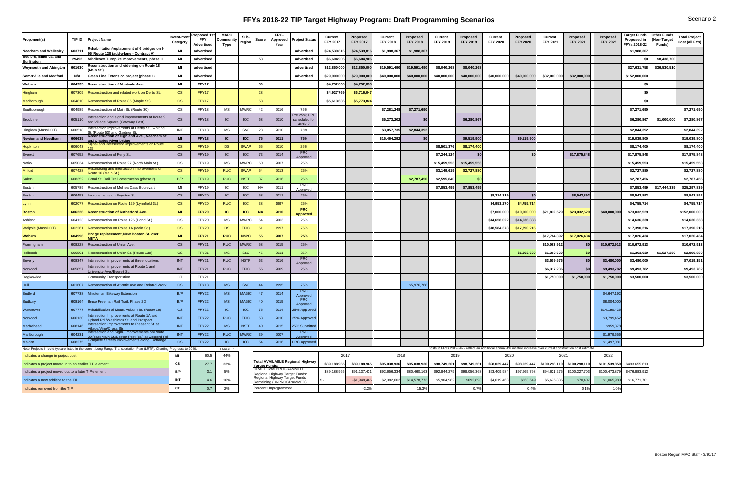# FFYs 2018-22 TIP Target Highway Program: Draft Programming Scenarios

Scenario 2

| Proponent(s) | TIP ID | Project Name | Invest-ment Category | Proposed 1st FFY Advertised | MAPC Community Type | Sub-region | Score | PRC-Approved Year | Project Status | Current FFY 2017 | Proposed FFY 2017 | Current FFY 2018 | Proposed FFY 2018 | Current FFY 2019 | Proposed FFY 2019 | Current FFY 2020 | Proposed FFY 2020 | Current FFY 2021 | Proposed FFY 2021 | Proposed FFY 2022 | Target Funds Proposed in FFYs 2018-22 | Other Funds (Non-Target Funds) | Total Project Cost (all FYs) |
|---|---|---|---|---|---|---|---|---|---|---|---|---|---|---|---|---|---|---|---|---|---|---|---|
| **Needham and Wellesley** | **603711** | **Rehabilitation/replacement of 6 bridges on I-95/ Route 128 (add-a-lane - Contract V)** | **MI** | advertised | | | | | advertised | $24,539,816 | $24,539,816 | $1,988,367 | $1,988,367 | | | | | | | | $1,988,367 | | |
| **Bedford, Billerica, and Burlington** | **29492** | **Middlesex Turnpike improvements, phase III** | **MI** | advertised | | | 53 | | advertised | $6,604,906 | $6,604,906 | | | | | | | | | | $0 | $8,438,700 | |
| **Weymouth and Abington** | **601630** | **Reconstruction and widening on Route 18 (Main St.)** | **MI** | advertised | | | | | advertised | $12,850,000 | $12,850,000 | $19,591,490 | $19,591,490 | $8,040,268 | $8,040,268 | | | | | | $27,631,758 | $36,530,510 | |
| **Somerville and Medford** | **N/A** | **Green Line Extension project (phase 1)** | **MI** | advertised | | | | | advertised | $29,900,000 | $29,900,000 | $40,000,000 | $40,000,000 | $40,000,000 | $40,000,000 | $40,000,000 | $40,000,000 | $32,000,000 | $32,000,000 | | $152,000,000 | | |
| **Woburn** | **604935** | **Reconstruction of Montvale Ave.** | **MI** | **FFY17** | | | 50 | | | $4,752,838 | $4,752,838 | | | | | | | | | | $0 | | |
| Hingham | 607309 | Reconstruction and related work on Derby St. | CS | FFY17 | | | 28 | | | $4,927,769 | $6,716,047 | | | | | | | | | | $0 | | |
| Marlborough | 604810 | Reconstruction of Route 85 (Maple St.) | CS | FFY17 | | | 58 | | | $5,613,636 | $5,773,824 | | | | | | | | | | $0 | | |
| Southborough | 604989 | Reconstruction of Main St. (Route 30) | CS | FFY18 | MS | MWRC | 42 | 2016 | 75% | | | $7,281,248 | $7,271,690 | | | | | | | | $7,271,690 | | $7,271,690 |
| Brookline | 605110 | Intersection and signal improvements at Route 9 and Village Square (Gateway East) | CS | FFY18 | IC | ICC | 68 | 2010 | Pre 25%: DPH scheduled for 4/26/17 | | | $5,273,202 | $0 | | $6,280,867 | | | | | | $6,280,867 | $1,000,000 | $7,280,867 |
| Hingham (MassDOT) | 600518 | Intersection improvements at Derby St., Whiting St. (Route 53) and Gardner St. | INT | FFY18 | MS | SSC | 28 | 2010 | 75% | | | $3,057,735 | $2,844,392 | | | | | | | | $2,844,392 | | $2,844,392 |
| **Newton and Needham** | **606635** | **Reconstruction of Highland Ave., Needham St. and Charles River bridge** | **MI** | **FFY18** | **IC** | **ICC** | **75** | **2011** | **75%** | | | $15,464,292 | $0 | | $9,519,900 | | $9,519,900 | | | | $19,039,800 | | $19,039,800 |
| Hopkinton | 606043 | Signal and intersection improvements on Route 135 | CS | FFY19 | DS | SWAP | 65 | 2010 | 25% | | | | | $8,501,376 | $8,174,400 | | | | | | $8,174,400 | | $8,174,400 |
| Everett | 607652 | Reconstruction of Ferry St. | CS | FFY19 | IC | ICC | 73 | 2014 | PRC Approved | | | | | $7,244,124 | $0 | | $0 | | $17,875,848 | | $17,875,848 | | $17,875,848 |
| Natick | 605034 | Reconstruction of Route 27 (North Main St.) | CS | FFY19 | MS | MWRC | 60 | 2007 | 25% | | | | | $15,459,553 | $15,459,553 | | | | | | $15,459,553 | | $15,459,553 |
| Milford | 607428 | Resurfacing and intersection improvements on Route 16 (Main St.) | CS | FFY19 | RUC | SWAP | 54 | 2013 | 25% | | | | | $3,149,619 | $2,727,880 | | | | | | $2,727,880 | | $2,727,880 |
| Salem | 608352 | Canal St. Rail Trail construction (phase 2) | B/P | FFY19 | RUC | NSTF | 37 | 2016 | 25% | | | | $2,787,456 | $2,595,840 | $0 | | | | | | $2,787,456 | | $2,787,456 |
| Boston | 605789 | Reconstruction of Melnea Cass Boulevard | MI | FFY19 | IC | ICC | NA | 2011 | PRC Approved | | | | | $7,853,499 | $7,853,499 | | | | | | $7,853,499 | $17,444,339 | $25,297,839 |
| Boston | 606453 | Improvements on Boylston St. | CS | FFY20 | IC | ICC | 58 | 2011 | 25% | | | | | | | $8,214,319 | $0 | | $8,542,892 | | $8,542,892 | | $8,542,892 |
| Lynn | 602077 | Reconstruction on Route 129 (Lynnfield St.) | CS | FFY20 | RUC | ICC | 38 | 1997 | 25% | | | | | | | $4,953,270 | $4,755,714 | | | | $4,755,714 | | $4,755,714 |
| **Boston** | **606226** | **Reconstruction of Rutherford Ave.** | **MI** | **FFY20** | **IC** | **ICC** | **NA** | **2010** | **PRC Approved** | | | | | | | $7,000,000 | $10,000,000 | $21,832,529 | $23,032,529 | $40,000,000 | $73,032,529 | | $152,000,000 |
| Ashland | 604123 | Reconstruction on Route 126 (Pond St.) | CS | FFY20 | MS | MWRC | 54 | 2003 | 25% | | | | | | | $14,658,022 | $14,636,338 | | | | $14,636,338 | | $14,636,338 |
| Walpole (MassDOT) | 602261 | Reconstruction on Route 1A (Main St.) | CS | FFY20 | DS | TRIC | 51 | 1997 | 75% | | | | | | | $18,584,373 | $17,390,216 | | | | $17,390,216 | | $17,390,216 |
| **Woburn** | **604996** | **Bridge replacement, New Boston St. over MBTA** | **MI** | **FFY21** | **RUC** | **NSPC** | **55** | **2007** | **25%** | | | | | | | | | $17,784,392 | $17,026,434 | | $17,026,434 | | $17,026,434 |
| Framingham | 608228 | Reconstruction of Union Ave. | CS | FFY21 | RUC | MWRC | 58 | 2015 | 25% | | | | | | | | | $10,063,912 | $0 | $10,672,913 | $10,672,913 | | $10,672,913 |
| Holbrook | 606501 | Reconstruction of Union St. (Route 139) | CS | FFY21 | MS | SSC | 45 | 2011 | 25% | | | | | | | | $1,363,630 | $1,363,630 | $0 | | $1,363,630 | $1,527,250 | $2,890,880 |
| Beverly | 608347 | Intersection improvements at three locations | INT | FFY21 | RUC | NSTF | 63 | 2016 | PRC Approved | | | | | | | | | $3,509,576 | $0 | $3,480,000 | $3,480,000 | | $7,019,151 |
| Norwood | 605857 | Intersection improvements at Route 1 and University Ave./Everett St. | INT | FFY21 | RUC | TRIC | 55 | 2009 | 25% | | | | | | | | | $6,317,236 | $0 | $9,493,782 | $9,493,782 | | $9,493,782 |
| Regionwide | | Community Transportation | CT | FFY21 | | | | | | | | | | | | | | $1,750,000 | $1,750,000 | $1,750,000 | $3,500,000 | | $3,500,000 |
| Hull | 601607 | Reconstruction of Atlantic Ave and Related Work | CS | FFY18 | MS | SSC | 44 | 1995 | 75% | | | | $5,976,768 | | | | | | | | | | |
| Bedford | 607738 | Minuteman Bikeway Extension | B/P | FFY22 | MS | MAGIC | 47 | 2014 | PRC Approved | | | | | | | | | | | $4,647,192 | | | |
| Sudbury | 608164 | Bruce Freeman Rail Trail, Phase 2D | B/P | FFY22 | MS | MAGIC | 40 | 2015 | PRC Approved | | | | | | | | | | | $8,004,000 | | | |
| Watertown | 607777 | Rehabilitation of Mount Auburn St. (Route 16) | CS | FFY22 | IC | ICC | 75 | 2014 | 25% Approved | | | | | | | | | | | $14,190,425 | | | |
| Norwood | 606130 | Intersection Improvements at Route 1A and Upland Rd./Washinton St. and Prospect | INT | FFY22 | RUC | TRIC | 53 | 2010 | 25% Approved | | | | | | | | | | | $3,799,452 | | | |
| Marblehead | 608146 | Intersection Improvements to Pleasant St. at Village/Vine/Cross Sts. | INT | FFY22 | MS | NSTF | 40 | 2015 | 25% Submitted | | | | | | | | | | | $959,378 | | | |
| Marlborough | 604231 | Intersection and Signal Improvements on Route 20 (east Main St./Boston Post Rd.) at Concord Rd. | INT | FFY22 | RUC | MWRC | 39 | 2007 | PRC Approved | | | | | | | | | | | $1,979,656 | | | |
| Malden | 608275 | Complete Streets improvements along Exchange St | CS | FFY22 | IC | ICC | 54 | 2016 | PRC Approved | | | | | | | | | | | $1,497,081 | | | |

Note: Projects in **bold** typeare listed in the current Long-Range Transportation Plan (LRTP), Charting Progresss to 2040.

Costs in FFYs 2019-2022 reflect an additional annual 4% inflation increase over current construction cost estimate.

| Legend | Category | | TARGET: |
|---|---|---|---|
| Indicates a change in project cost | MI | 60.5 | 44% |
| Indicates a project moved in to an earlier TIP element | CS | 27.7 | 33% |
| Indicates a project moved out to a later TIP element | B/P | 3.1 | 5% |
| Indicates a new addition to the TIP | INT | 4.6 | 16% |
| Indicates removed from the TIP | CT | 0.7 | 2% |

| | 2017 | | 2018 | | 2019 | | 2020 | | 2021 | | 2022 | |
|---|---|---|---|---|---|---|---|---|---|---|---|---|
| Total AVAILABLE Regional Highway Target Funds: | $89,188,965 | $89,188,965 | $95,038,936 | $95,038,936 | $98,749,261 | $98,749,261 | $98,029,447 | $98,029,447 | $100,298,110 | $100,298,110 | $101,539,859 | $493,655,613 |
| DRAFT Total PROGRAMMED Regional Highway Target Funds: | $89,188,965 | $91,137,431 | $92,656,334 | $80,460,163 | $92,844,279 | $98,056,368 | $93,409,984 | $97,665,798 | $94,621,275 | $100,227,703 | $100,473,879 | $476,883,912 |
| Regional Highway Target Funds Remaining (UNPROGRAMMED): | $ - | -$1,948,466 | $2,382,602 | $14,578,773 | $5,904,982 | $692,893 | $4,619,463 | $363,649 | $5,676,835 | $70,407 | $1,065,980 | $16,771,701 |
| Percent Unprogrammed | | -2.2% | | 15.3% | | 0.7% | | 0.4% | | 0.1% | 1.0% | |

Boston Region MPO Staff - 3/30/17